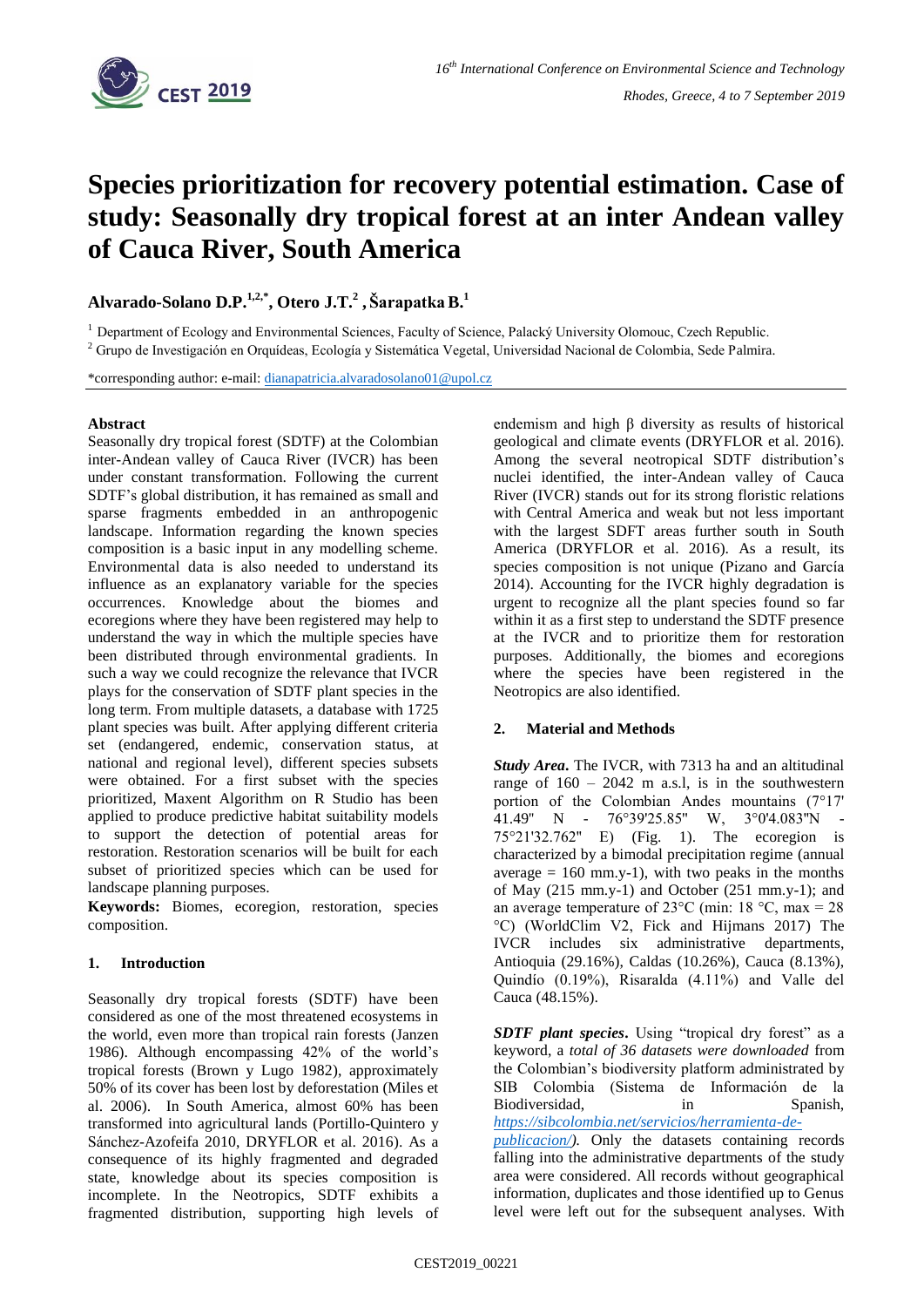# Species prioritization for recovery potential estimation. Case of study: Seasonally dry tropical forest at an inter Andean valley of Cauca River, South America

**Alvarado-Solano D.P.[1,2,*], Otero J.T.[2], Šarapatka B.[1]**

[1] Department of Ecology and Environmental Sciences, Faculty of Science, Palacký University Olomouc, Czech Republic.

[2] Grupo de Investigación en Orquídeas, Ecología y Sistemática Vegetal, Universidad Nacional de Colombia, Sede Palmira.

*corresponding author: e-mail: dianapatricia.alvaradosolano01@upol.cz

## Abstract

Seasonally dry tropical forest (SDTF) at the Colombian inter-Andean valley of Cauca River (IVCR) has been under constant transformation. Following the current SDTF's global distribution, it has remained as small and sparse fragments embedded in an anthropogenic landscape. Information regarding the known species composition is a basic input in any modelling scheme. Environmental data is also needed to understand its influence as an explanatory variable for the species occurrences. Knowledge about the biomes and ecoregions where they have been registered may help to understand the way in which the multiple species have been distributed through environmental gradients. In such a way we could recognize the relevance that IVCR plays for the conservation of SDTF plant species in the long term. From multiple datasets, a database with 1725 plant species was built. After applying different criteria set (endangered, endemic, conservation status, at national and regional level), different species subsets were obtained. For a first subset with the species prioritized, Maxent Algorithm on R Studio has been applied to produce predictive habitat suitability models to support the detection of potential areas for restoration. Restoration scenarios will be built for each subset of prioritized species which can be used for landscape planning purposes.

**Keywords:** Biomes, ecoregion, restoration, species composition.

## 1. Introduction

Seasonally dry tropical forests (SDTF) have been considered as one of the most threatened ecosystems in the world, even more than tropical rain forests (Janzen 1986). Although encompassing 42% of the world's tropical forests (Brown y Lugo 1982), approximately 50% of its cover has been lost by deforestation (Miles et al. 2006). In South America, almost 60% has been transformed into agricultural lands (Portillo-Quintero y Sánchez-Azofeifa 2010, DRYFLOR et al. 2016). As a consequence of its highly fragmented and degraded state, knowledge about its species composition is incomplete. In the Neotropics, SDTF exhibits a fragmented distribution, supporting high levels of endemism and high β diversity as results of historical geological and climate events (DRYFLOR et al. 2016). Among the several neotropical SDTF distribution's nuclei identified, the inter-Andean valley of Cauca River (IVCR) stands out for its strong floristic relations with Central America and weak but not less important with the largest SDFT areas further south in South America (DRYFLOR et al. 2016). As a result, its species composition is not unique (Pizano and García 2014). Accounting for the IVCR highly degradation is urgent to recognize all the plant species found so far within it as a first step to understand the SDTF presence at the IVCR and to prioritize them for restoration purposes. Additionally, the biomes and ecoregions where the species have been registered in the Neotropics are also identified.

## 2. Material and Methods

***Study Area*.** The IVCR, with 7313 ha and an altitudinal range of 160 – 2042 m a.s.l, is in the southwestern portion of the Colombian Andes mountains (7°17' 41.49" N - 76°39'25.85" W, 3°0'4.083"N - 75°21'32.762" E) (Fig. 1). The ecoregion is characterized by a bimodal precipitation regime (annual average = 160 mm.y-1), with two peaks in the months of May (215 mm.y-1) and October (251 mm.y-1); and an average temperature of 23°C (min: 18 °C, max = 28 °C) (WorldClim V2, Fick and Hijmans 2017) The IVCR includes six administrative departments, Antioquia (29.16%), Caldas (10.26%), Cauca (8.13%), Quindío (0.19%), Risaralda (4.11%) and Valle del Cauca (48.15%).

***SDTF plant species*.** Using "tropical dry forest" as a keyword, a *total of 36 datasets were downloaded* from the Colombian's biodiversity platform administrated by SIB Colombia (Sistema de Información de la Biodiversidad, in Spanish, *https://sibcolombia.net/servicios/herramienta-de-publicacion/)*. Only the datasets containing records falling into the administrative departments of the study area were considered. All records without geographical information, duplicates and those identified up to Genus level were left out for the subsequent analyses. With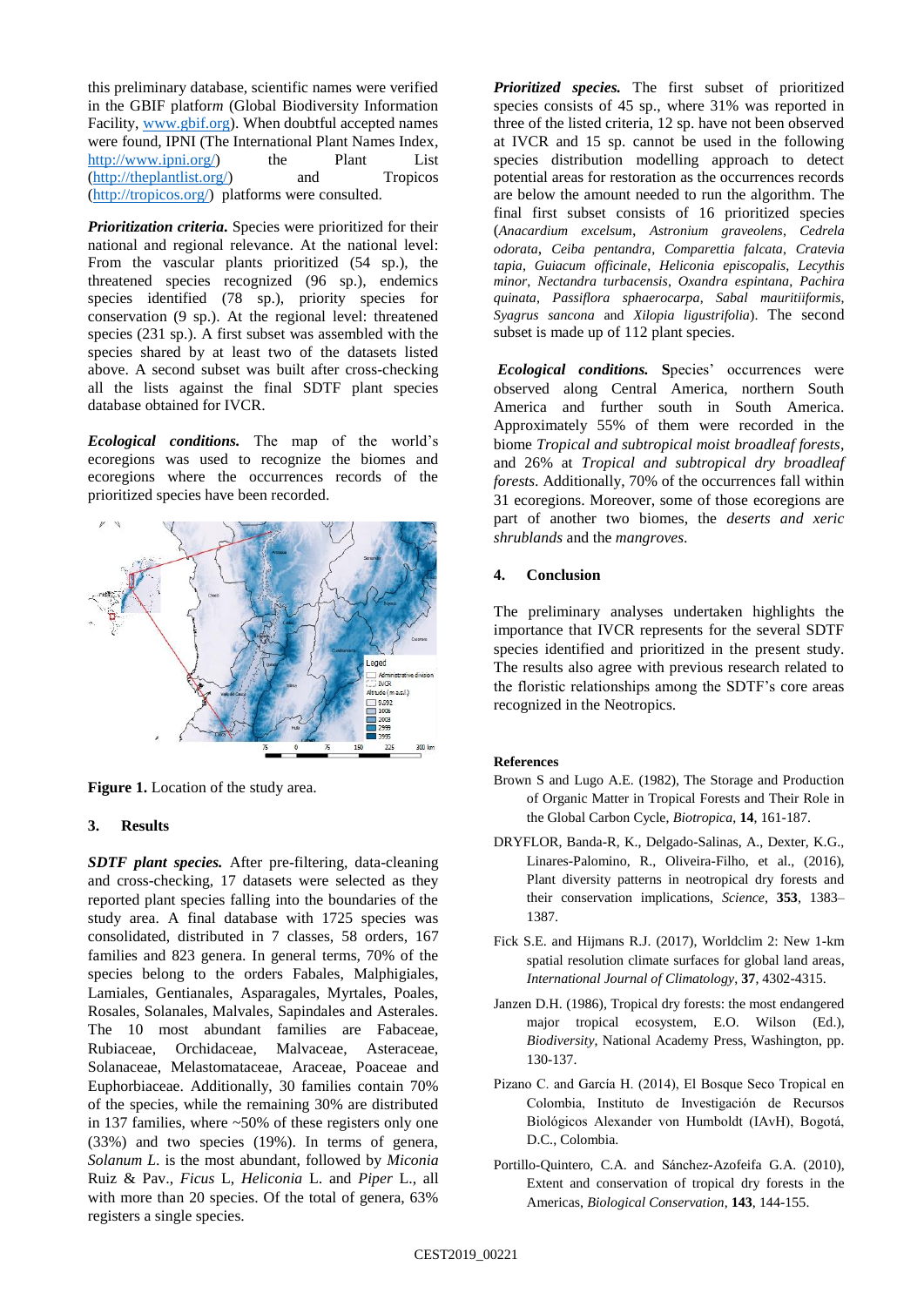this preliminary database, scientific names were verified in the GBIF platform (Global Biodiversity Information Facility, www.gbif.org). When doubtful accepted names were found, IPNI (The International Plant Names Index, http://www.ipni.org/) the Plant List (http://theplantlist.org/) and Tropicos (http://tropicos.org/) platforms were consulted.

***Prioritization criteria.*** Species were prioritized for their national and regional relevance. At the national level: From the vascular plants prioritized (54 sp.), the threatened species recognized (96 sp.), endemics species identified (78 sp.), priority species for conservation (9 sp.). At the regional level: threatened species (231 sp.). A first subset was assembled with the species shared by at least two of the datasets listed above. A second subset was built after cross-checking all the lists against the final SDTF plant species database obtained for IVCR.

***Ecological conditions.*** The map of the world's ecoregions was used to recognize the biomes and ecoregions where the occurrences records of the prioritized species have been recorded.

Antioquia
Santander
Chocó
Boyacá
Casanare
Cundinamarca
Valle del Cauca
Huila
Cauca
Legend
Administrative division
IVCR
Altitude (m a.s.l)
5092
1006
2003
2999
3995
75 0 75 150 225 300 km

**Figure 1.** Location of the study area.

## 3. Results

***SDTF plant species.*** After pre-filtering, data-cleaning and cross-checking, 17 datasets were selected as they reported plant species falling into the boundaries of the study area. A final database with 1725 species was consolidated, distributed in 7 classes, 58 orders, 167 families and 823 genera. In general terms, 70% of the species belong to the orders Fabales, Malphigiales, Lamiales, Gentianales, Asparagales, Myrtales, Poales, Rosales, Solanales, Malvales, Sapindales and Asterales. The 10 most abundant families are Fabaceae, Rubiaceae, Orchidaceae, Malvaceae, Asteraceae, Solanaceae, Melastomataceae, Araceae, Poaceae and Euphorbiaceae. Additionally, 30 families contain 70% of the species, while the remaining 30% are distributed in 137 families, where ~50% of these registers only one (33%) and two species (19%). In terms of genera, *Solanum L.* is the most abundant, followed by *Miconia* Ruiz & Pav., *Ficus* L, *Heliconia* L. and *Piper* L., all with more than 20 species. Of the total of genera, 63% registers a single species.

***Prioritized species.*** The first subset of prioritized species consists of 45 sp., where 31% was reported in three of the listed criteria, 12 sp. have not been observed at IVCR and 15 sp. cannot be used in the following species distribution modelling approach to detect potential areas for restoration as the occurrences records are below the amount needed to run the algorithm. The final first subset consists of 16 prioritized species (*Anacardium excelsum*, *Astronium graveolens*, *Cedrela odorata*, *Ceiba pentandra*, *Comparettia falcata*, *Cratevia tapia*, *Guiacum officinale*, *Heliconia episcopalis*, *Lecythis minor*, *Nectandra turbacensis*, *Oxandra espintana*, *Pachira quinata*, *Passiflora sphaerocarpa*, *Sabal mauritiiformis*, *Syagrus sancona* and *Xilopia ligustrifolia*). The second subset is made up of 112 plant species.

***Ecological conditions.*** **S**pecies' occurrences were observed along Central America, northern South America and further south in South America. Approximately 55% of them were recorded in the biome *Tropical and subtropical moist broadleaf forests*, and 26% at *Tropical and subtropical dry broadleaf forests*. Additionally, 70% of the occurrences fall within 31 ecoregions. Moreover, some of those ecoregions are part of another two biomes, the *deserts and xeric shrublands* and the *mangroves*.

## 4. Conclusion

The preliminary analyses undertaken highlights the importance that IVCR represents for the several SDTF species identified and prioritized in the present study. The results also agree with previous research related to the floristic relationships among the SDTF's core areas recognized in the Neotropics.

### References

Brown S and Lugo A.E. (1982), The Storage and Production of Organic Matter in Tropical Forests and Their Role in the Global Carbon Cycle, *Biotropica*, **14**, 161-187.

DRYFLOR, Banda-R, K., Delgado-Salinas, A., Dexter, K.G., Linares-Palomino, R., Oliveira-Filho, et al., (2016), Plant diversity patterns in neotropical dry forests and their conservation implications, *Science*, **353**, 1383–1387.

Fick S.E. and Hijmans R.J. (2017), Worldclim 2: New 1-km spatial resolution climate surfaces for global land areas, *International Journal of Climatology*, **37**, 4302-4315.

Janzen D.H. (1986), Tropical dry forests: the most endangered major tropical ecosystem, E.O. Wilson (Ed.), *Biodiversity*, National Academy Press, Washington, pp. 130-137.

Pizano C. and García H. (2014), El Bosque Seco Tropical en Colombia, Instituto de Investigación de Recursos Biológicos Alexander von Humboldt (IAvH), Bogotá, D.C., Colombia.

Portillo-Quintero, C.A. and Sánchez-Azofeifa G.A. (2010), Extent and conservation of tropical dry forests in the Americas, *Biological Conservation*, **143**, 144-155.